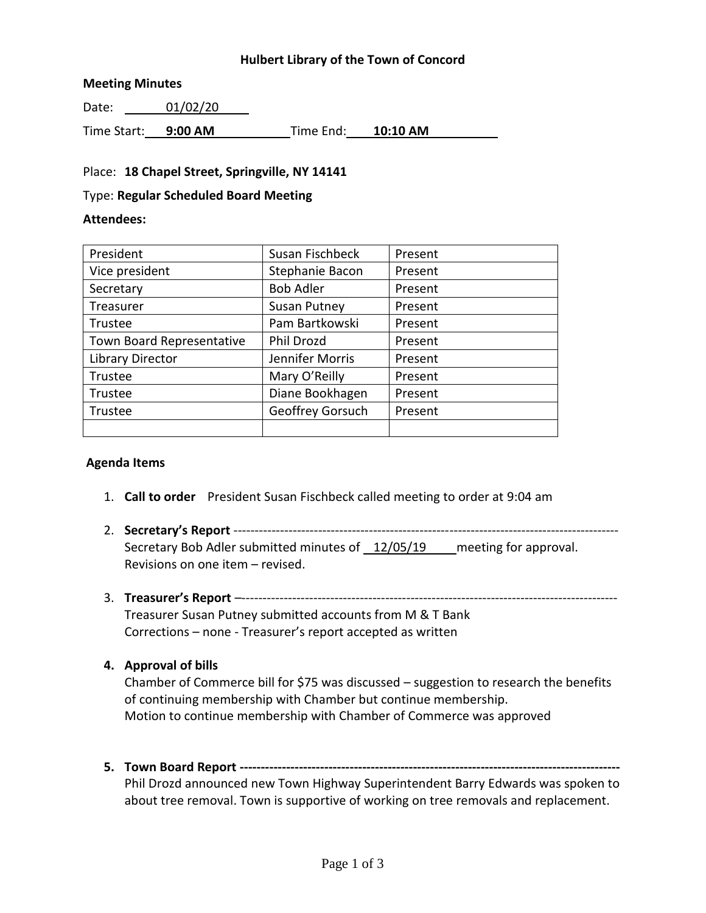**Hulbert Library of the Town of Concord**

**Meeting Minutes**

Date: 01/02/20

Time Start: **9:00 AM** Time End: **10:10 AM**

Place: **18 Chapel Street, Springville, NY 14141**

Type: **Regular Scheduled Board Meeting**

**Attendees:**

| President | Susan Fischbeck | Present |
|---|---|---|
| Vice president | Stephanie Bacon | Present |
| Secretary | Bob Adler | Present |
| Treasurer | Susan Putney | Present |
| Trustee | Pam Bartkowski | Present |
| Town Board Representative | Phil Drozd | Present |
| Library Director | Jennifer Morris | Present |
| Trustee | Mary O'Reilly | Present |
| Trustee | Diane Bookhagen | Present |
| Trustee | Geoffrey Gorsuch | Present |
| | | |

**Agenda Items**

1. **Call to order** President Susan Fischbeck called meeting to order at 9:04 am

2. **Secretary's Report** -------------------------------------------------------------------------------------------
   Secretary Bob Adler submitted minutes of 12/05/19 meeting for approval.
   Revisions on one item – revised.

3. **Treasurer's Report** –-----------------------------------------------------------------------------------------
   Treasurer Susan Putney submitted accounts from M & T Bank
   Corrections – none - Treasurer's report accepted as written

4. **Approval of bills**
   Chamber of Commerce bill for $75 was discussed – suggestion to research the benefits of continuing membership with Chamber but continue membership.
   Motion to continue membership with Chamber of Commerce was approved

5. **Town Board Report** -------------------------------------------------------------------------------------------
   Phil Drozd announced new Town Highway Superintendent Barry Edwards was spoken to about tree removal. Town is supportive of working on tree removals and replacement.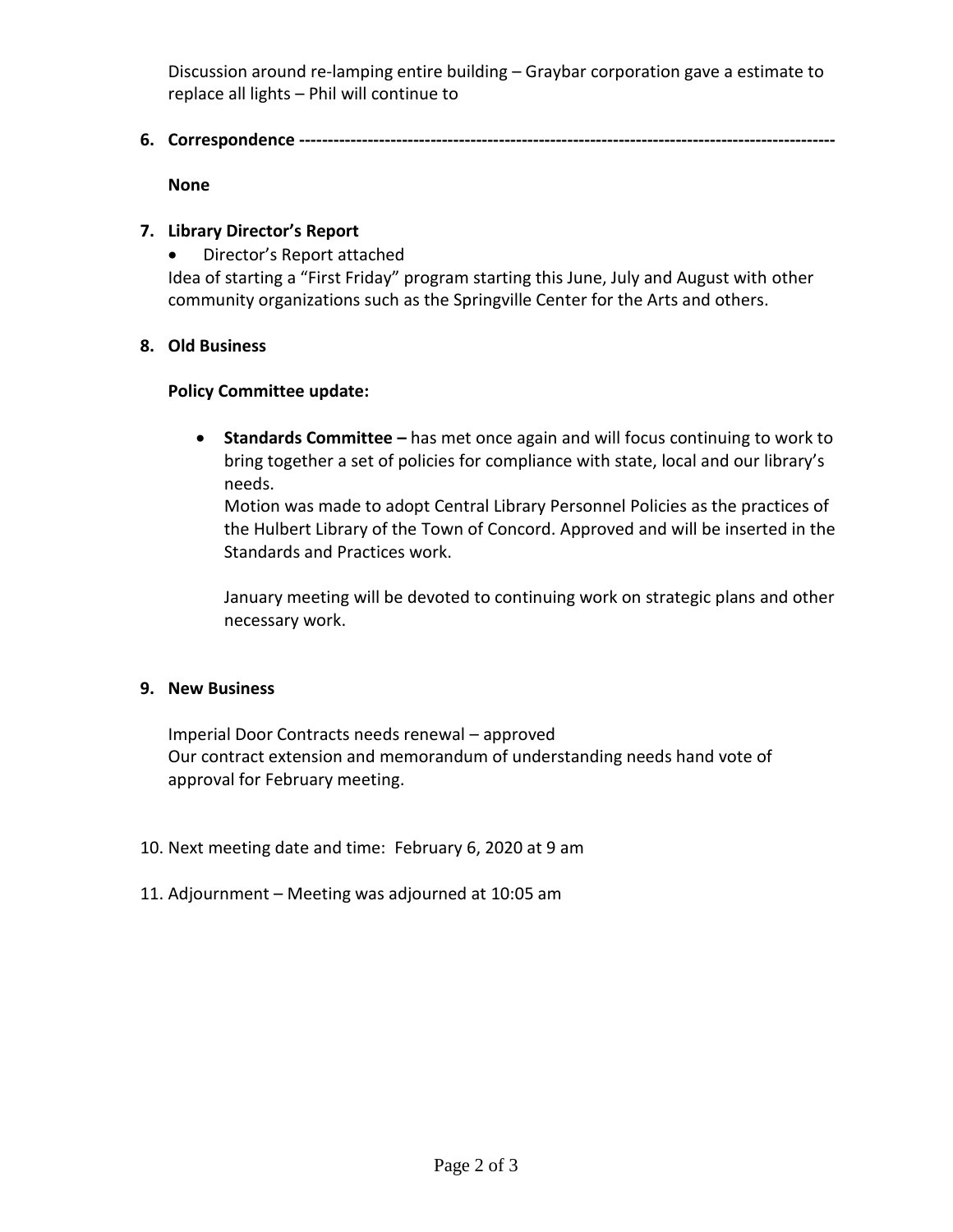Discussion around re-lamping entire building – Graybar corporation gave a estimate to replace all lights – Phil will continue to

**6. Correspondence ---------------------------------------------------------------------------------------------**

**None**

**7. Library Director's Report**

- Director's Report attached

Idea of starting a "First Friday" program starting this June, July and August with other community organizations such as the Springville Center for the Arts and others.

**8. Old Business**

**Policy Committee update:**

- **Standards Committee –** has met once again and will focus continuing to work to bring together a set of policies for compliance with state, local and our library's needs.
  Motion was made to adopt Central Library Personnel Policies as the practices of the Hulbert Library of the Town of Concord. Approved and will be inserted in the Standards and Practices work.

  January meeting will be devoted to continuing work on strategic plans and other necessary work.

**9. New Business**

Imperial Door Contracts needs renewal – approved
Our contract extension and memorandum of understanding needs hand vote of approval for February meeting.

10. Next meeting date and time: February 6, 2020 at 9 am

11. Adjournment – Meeting was adjourned at 10:05 am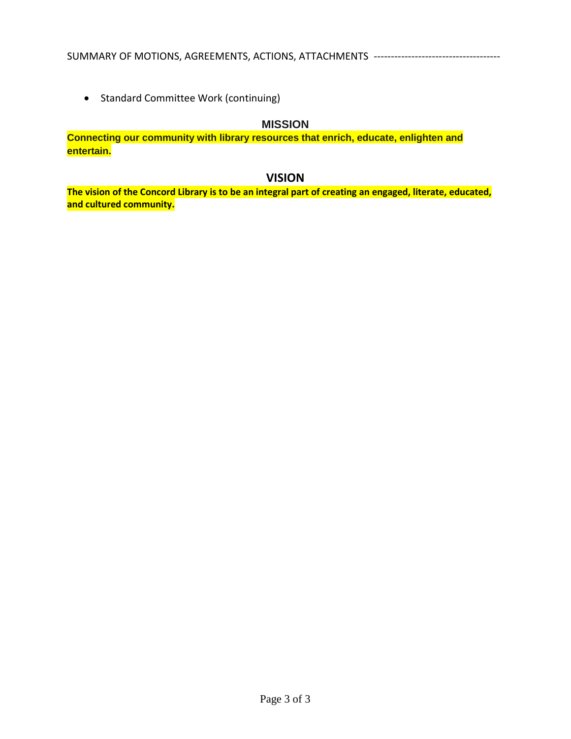SUMMARY OF MOTIONS, AGREEMENTS, ACTIONS, ATTACHMENTS -------------------------------------

- Standard Committee Work (continuing)

## MISSION

**Connecting our community with library resources that enrich, educate, enlighten and entertain.**

## VISION

**The vision of the Concord Library is to be an integral part of creating an engaged, literate, educated, and cultured community.**